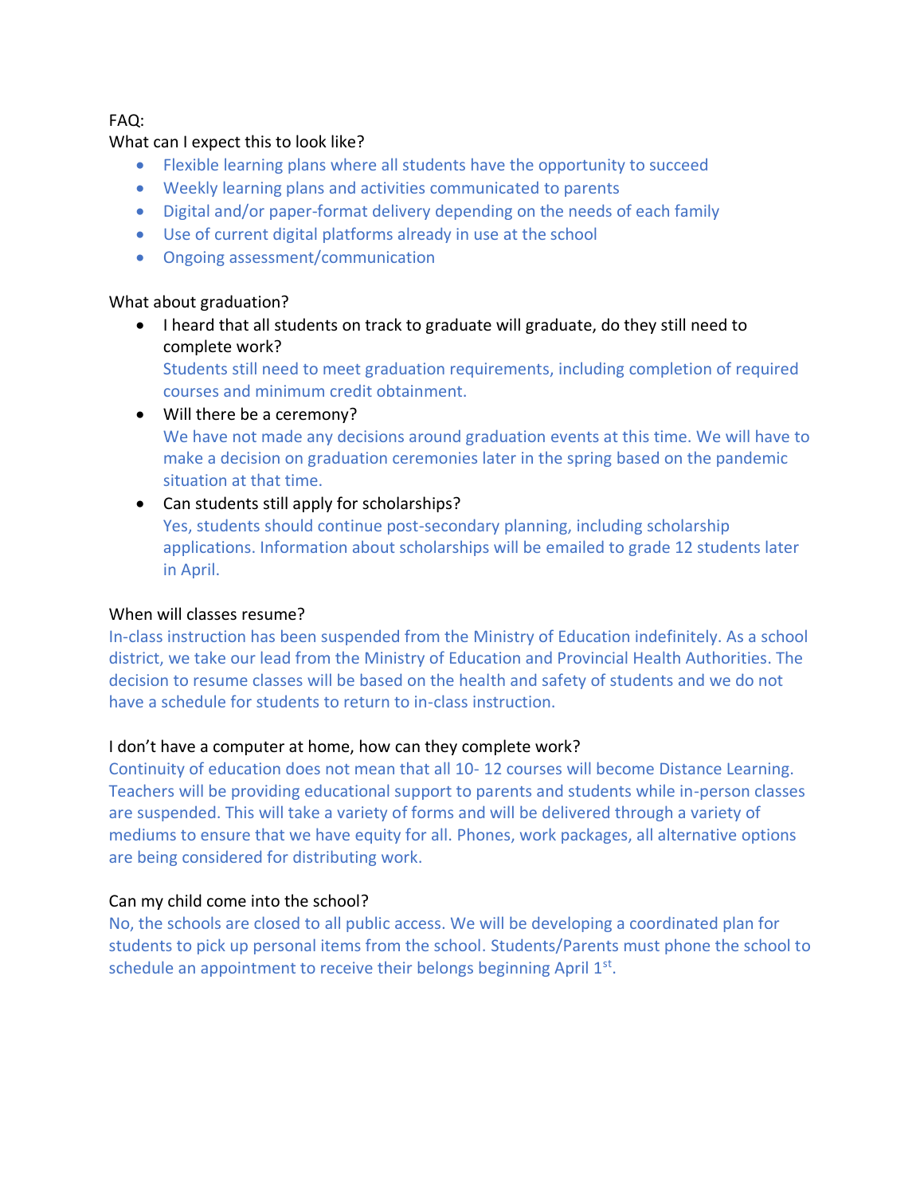FAQ:

What can I expect this to look like?

- Flexible learning plans where all students have the opportunity to succeed
- Weekly learning plans and activities communicated to parents
- Digital and/or paper-format delivery depending on the needs of each family
- Use of current digital platforms already in use at the school
- Ongoing assessment/communication

What about graduation?

- I heard that all students on track to graduate will graduate, do they still need to complete work?
  Students still need to meet graduation requirements, including completion of required courses and minimum credit obtainment.
- Will there be a ceremony?
  We have not made any decisions around graduation events at this time. We will have to make a decision on graduation ceremonies later in the spring based on the pandemic situation at that time.
- Can students still apply for scholarships?
  Yes, students should continue post-secondary planning, including scholarship applications. Information about scholarships will be emailed to grade 12 students later in April.

When will classes resume?

In-class instruction has been suspended from the Ministry of Education indefinitely. As a school district, we take our lead from the Ministry of Education and Provincial Health Authorities. The decision to resume classes will be based on the health and safety of students and we do not have a schedule for students to return to in-class instruction.

I don't have a computer at home, how can they complete work?

Continuity of education does not mean that all 10- 12 courses will become Distance Learning. Teachers will be providing educational support to parents and students while in-person classes are suspended. This will take a variety of forms and will be delivered through a variety of mediums to ensure that we have equity for all. Phones, work packages, all alternative options are being considered for distributing work.

Can my child come into the school?

No, the schools are closed to all public access. We will be developing a coordinated plan for students to pick up personal items from the school. Students/Parents must phone the school to schedule an appointment to receive their belongs beginning April 1st.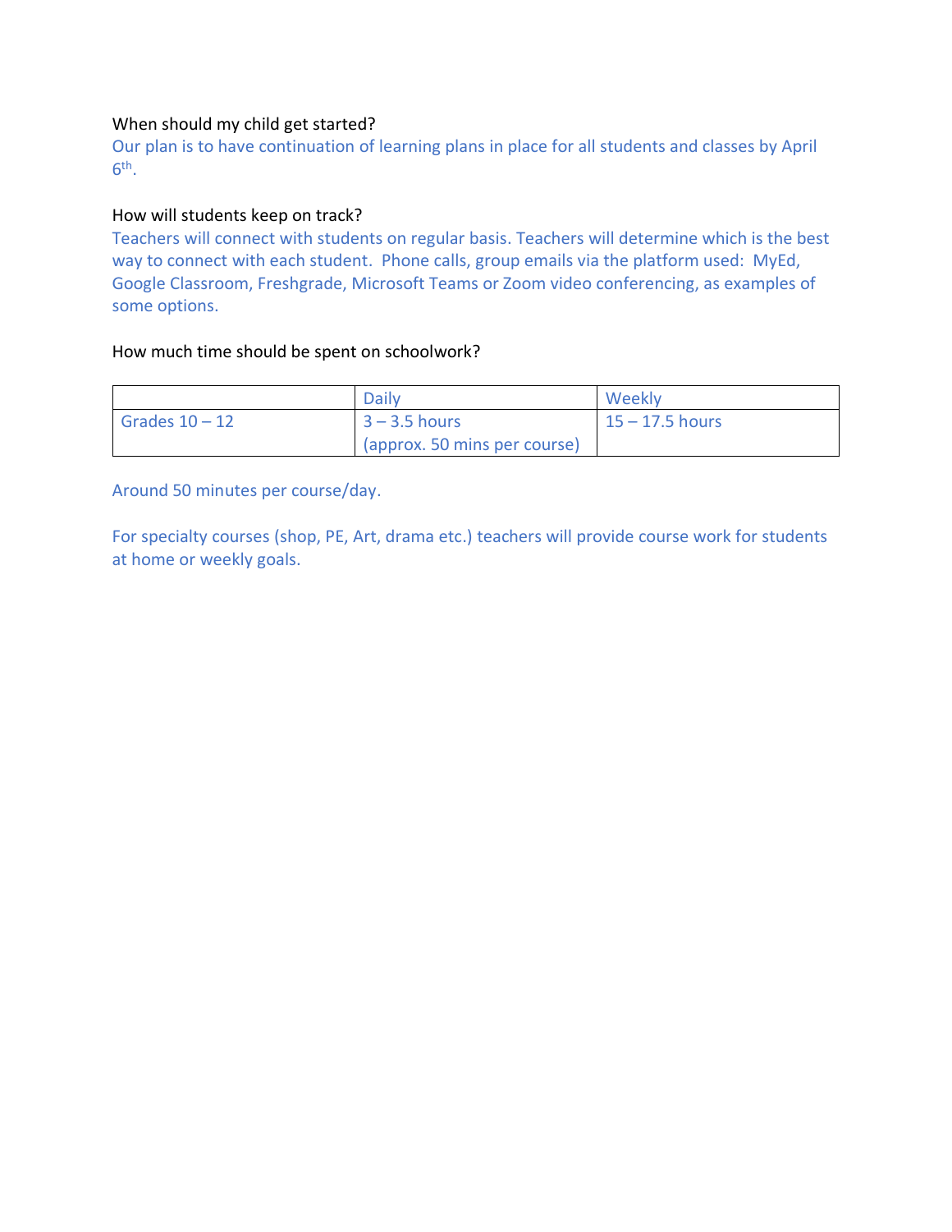When should my child get started?

Our plan is to have continuation of learning plans in place for all students and classes by April 6th.

How will students keep on track?

Teachers will connect with students on regular basis. Teachers will determine which is the best way to connect with each student. Phone calls, group emails via the platform used: MyEd, Google Classroom, Freshgrade, Microsoft Teams or Zoom video conferencing, as examples of some options.

How much time should be spent on schoolwork?

| | Daily | Weekly |
|---|---|---|
| Grades 10 – 12 | 3 – 3.5 hours (approx. 50 mins per course) | 15 – 17.5 hours |

Around 50 minutes per course/day.

For specialty courses (shop, PE, Art, drama etc.) teachers will provide course work for students at home or weekly goals.